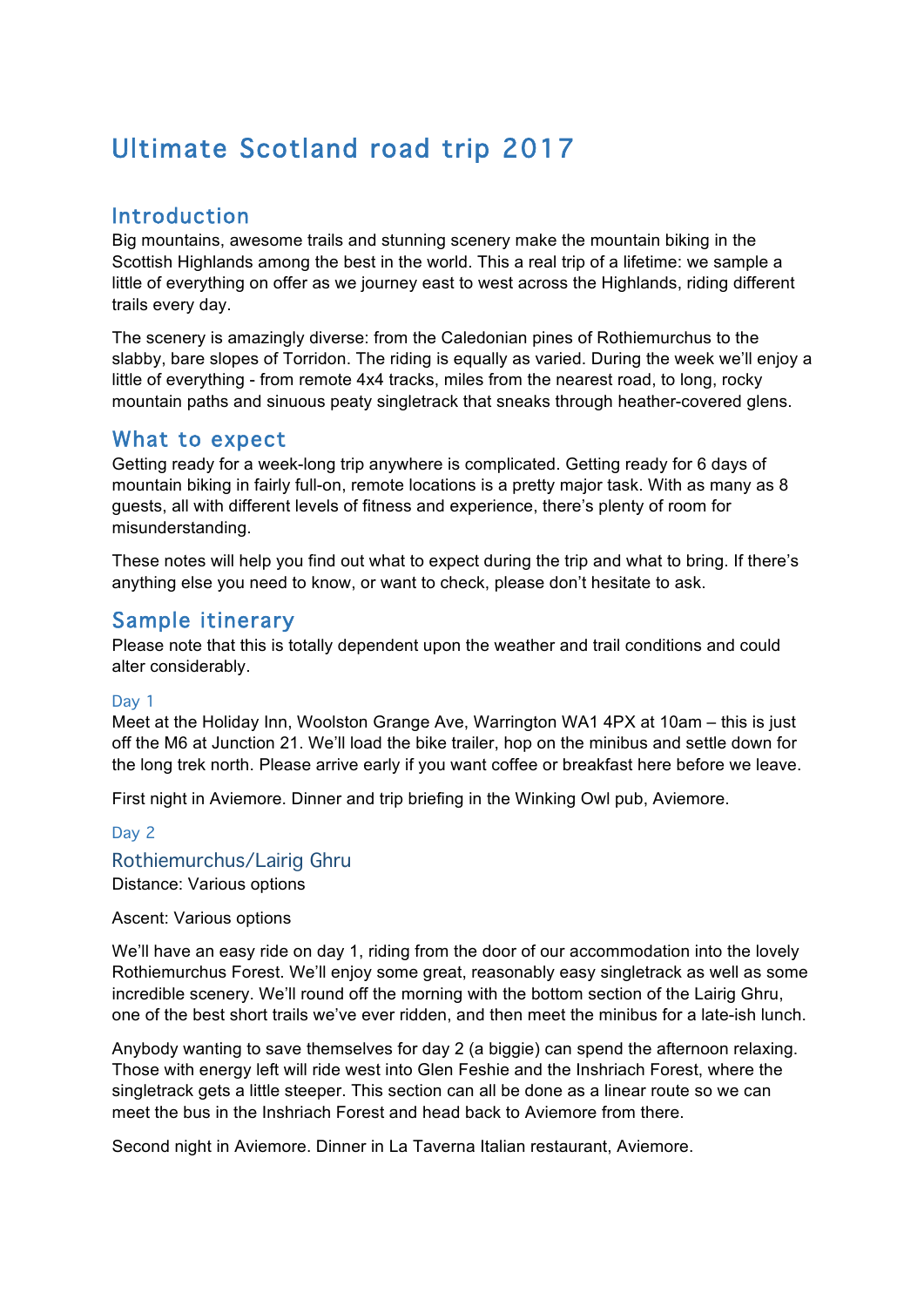# Ultimate Scotland road trip 2017

## Introduction

Big mountains, awesome trails and stunning scenery make the mountain biking in the Scottish Highlands among the best in the world. This a real trip of a lifetime: we sample a little of everything on offer as we journey east to west across the Highlands, riding different trails every day.

The scenery is amazingly diverse: from the Caledonian pines of Rothiemurchus to the slabby, bare slopes of Torridon. The riding is equally as varied. During the week we'll enjoy a little of everything - from remote 4x4 tracks, miles from the nearest road, to long, rocky mountain paths and sinuous peaty singletrack that sneaks through heather-covered glens.

## What to expect

Getting ready for a week-long trip anywhere is complicated. Getting ready for 6 days of mountain biking in fairly full-on, remote locations is a pretty major task. With as many as 8 guests, all with different levels of fitness and experience, there's plenty of room for misunderstanding.

These notes will help you find out what to expect during the trip and what to bring. If there's anything else you need to know, or want to check, please don't hesitate to ask.

## Sample itinerary

Please note that this is totally dependent upon the weather and trail conditions and could alter considerably.

#### Day 1

Meet at the Holiday Inn, Woolston Grange Ave, Warrington WA1 4PX at 10am – this is just off the M6 at Junction 21. We'll load the bike trailer, hop on the minibus and settle down for the long trek north. Please arrive early if you want coffee or breakfast here before we leave.

First night in Aviemore. Dinner and trip briefing in the Winking Owl pub, Aviemore.

#### Day 2

### Rothiemurchus/Lairig Ghru

Distance: Various options

Ascent: Various options

We'll have an easy ride on day 1, riding from the door of our accommodation into the lovely Rothiemurchus Forest. We'll enjoy some great, reasonably easy singletrack as well as some incredible scenery. We'll round off the morning with the bottom section of the Lairig Ghru, one of the best short trails we've ever ridden, and then meet the minibus for a late-ish lunch.

Anybody wanting to save themselves for day 2 (a biggie) can spend the afternoon relaxing. Those with energy left will ride west into Glen Feshie and the Inshriach Forest, where the singletrack gets a little steeper. This section can all be done as a linear route so we can meet the bus in the Inshriach Forest and head back to Aviemore from there.

Second night in Aviemore. Dinner in La Taverna Italian restaurant, Aviemore.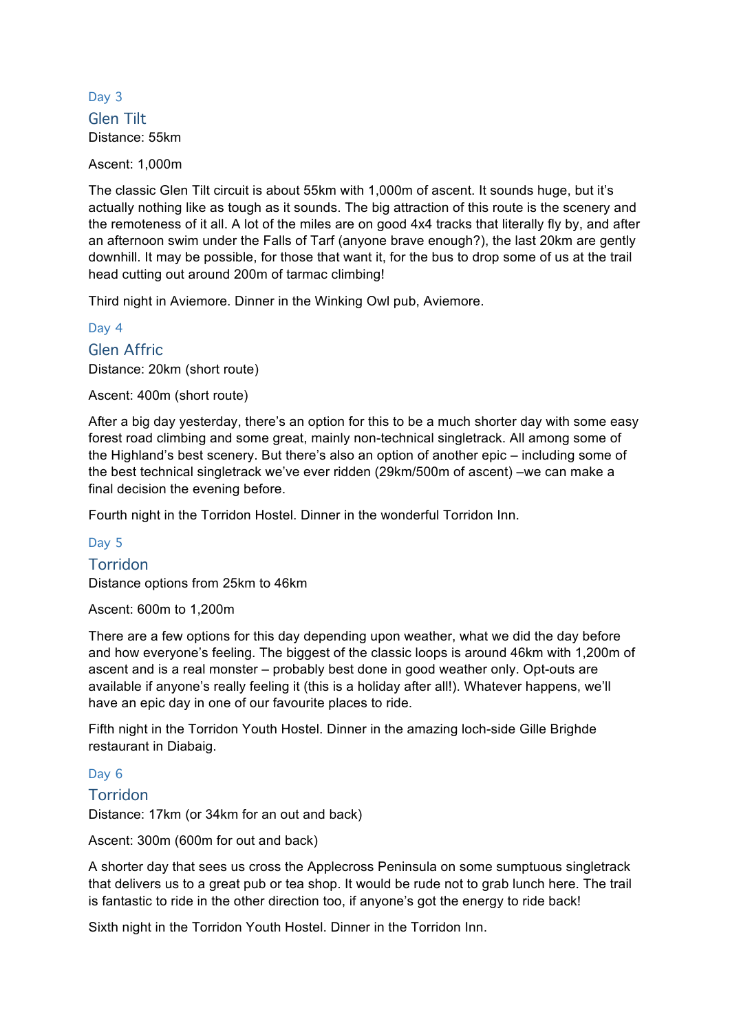### Day 3

## Glen Tilt

Distance: 55km

Ascent: 1,000m

The classic Glen Tilt circuit is about 55km with 1,000m of ascent. It sounds huge, but it's actually nothing like as tough as it sounds. The big attraction of this route is the scenery and the remoteness of it all. A lot of the miles are on good 4x4 tracks that literally fly by, and after an afternoon swim under the Falls of Tarf (anyone brave enough?), the last 20km are gently downhill. It may be possible, for those that want it, for the bus to drop some of us at the trail head cutting out around 200m of tarmac climbing!

Third night in Aviemore. Dinner in the Winking Owl pub, Aviemore.

### Day 4

## Glen Affric

Distance: 20km (short route)

Ascent: 400m (short route)

After a big day yesterday, there's an option for this to be a much shorter day with some easy forest road climbing and some great, mainly non-technical singletrack. All among some of the Highland's best scenery. But there's also an option of another epic – including some of the best technical singletrack we've ever ridden (29km/500m of ascent) –we can make a final decision the evening before.

Fourth night in the Torridon Hostel. Dinner in the wonderful Torridon Inn.

### Day 5

## Torridon

Distance options from 25km to 46km

Ascent: 600m to 1,200m

There are a few options for this day depending upon weather, what we did the day before and how everyone's feeling. The biggest of the classic loops is around 46km with 1,200m of ascent and is a real monster – probably best done in good weather only. Opt-outs are available if anyone's really feeling it (this is a holiday after all!). Whatever happens, we'll have an epic day in one of our favourite places to ride.

Fifth night in the Torridon Youth Hostel. Dinner in the amazing loch-side Gille Brighde restaurant in Diabaig.

### Day 6

## Torridon

Distance: 17km (or 34km for an out and back)

Ascent: 300m (600m for out and back)

A shorter day that sees us cross the Applecross Peninsula on some sumptuous singletrack that delivers us to a great pub or tea shop. It would be rude not to grab lunch here. The trail is fantastic to ride in the other direction too, if anyone's got the energy to ride back!

Sixth night in the Torridon Youth Hostel. Dinner in the Torridon Inn.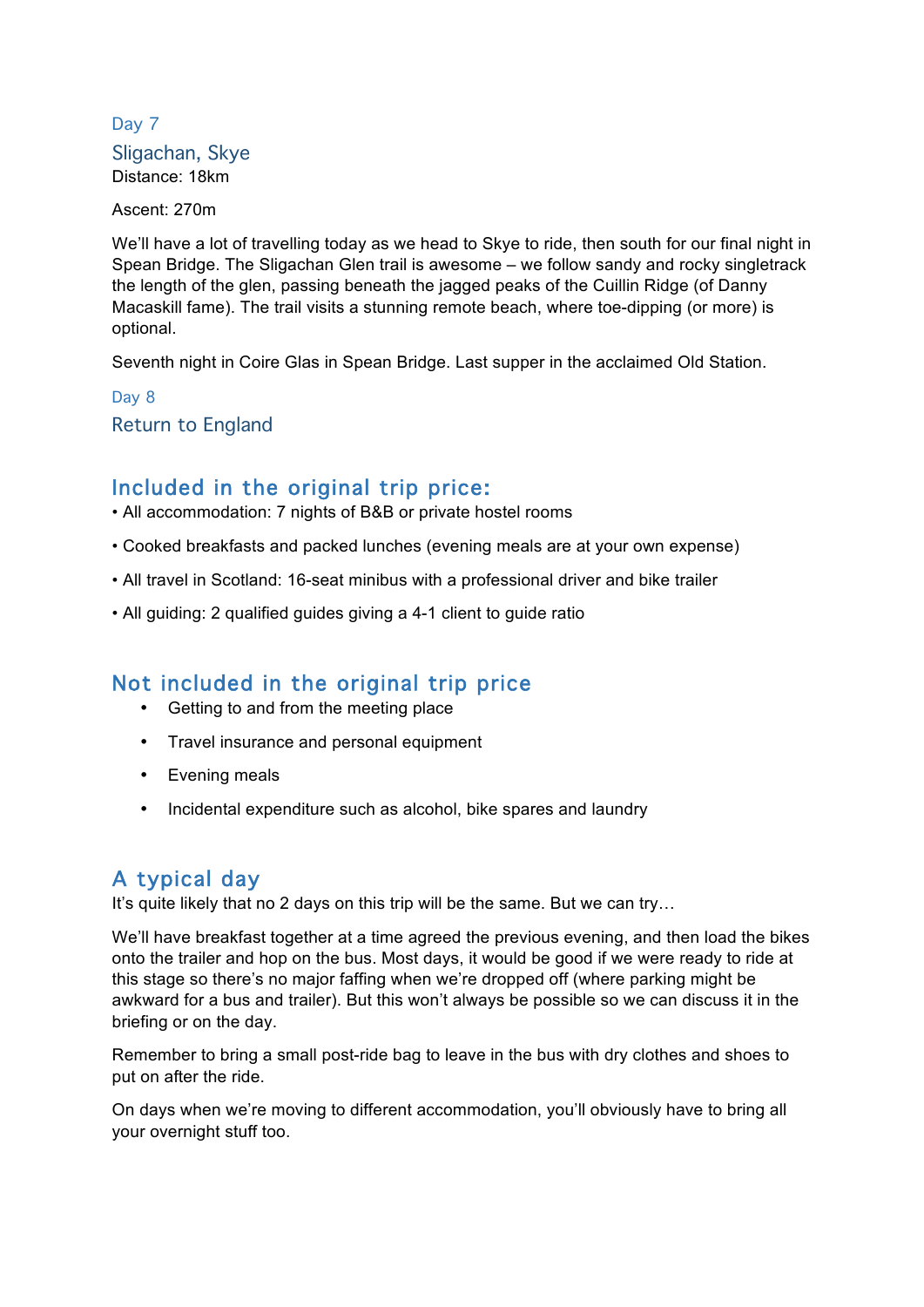### Day 7

### Sligachan, Skye

Distance: 18km

Ascent: 270m

We'll have a lot of travelling today as we head to Skye to ride, then south for our final night in Spean Bridge. The Sligachan Glen trail is awesome – we follow sandy and rocky singletrack the length of the glen, passing beneath the jagged peaks of the Cuillin Ridge (of Danny Macaskill fame). The trail visits a stunning remote beach, where toe-dipping (or more) is optional.

Seventh night in Coire Glas in Spean Bridge. Last supper in the acclaimed Old Station.

### Day 8

### Return to England

## Included in the original trip price:

- All accommodation: 7 nights of B&B or private hostel rooms
- Cooked breakfasts and packed lunches (evening meals are at your own expense)
- All travel in Scotland: 16-seat minibus with a professional driver and bike trailer
- All guiding: 2 qualified guides giving a 4-1 client to guide ratio

## Not included in the original trip price

- Getting to and from the meeting place
- Travel insurance and personal equipment
- Evening meals
- Incidental expenditure such as alcohol, bike spares and laundry

## A typical day

It's quite likely that no 2 days on this trip will be the same. But we can try…

We'll have breakfast together at a time agreed the previous evening, and then load the bikes onto the trailer and hop on the bus. Most days, it would be good if we were ready to ride at this stage so there's no major faffing when we're dropped off (where parking might be awkward for a bus and trailer). But this won't always be possible so we can discuss it in the briefing or on the day.

Remember to bring a small post-ride bag to leave in the bus with dry clothes and shoes to put on after the ride.

On days when we're moving to different accommodation, you'll obviously have to bring all your overnight stuff too.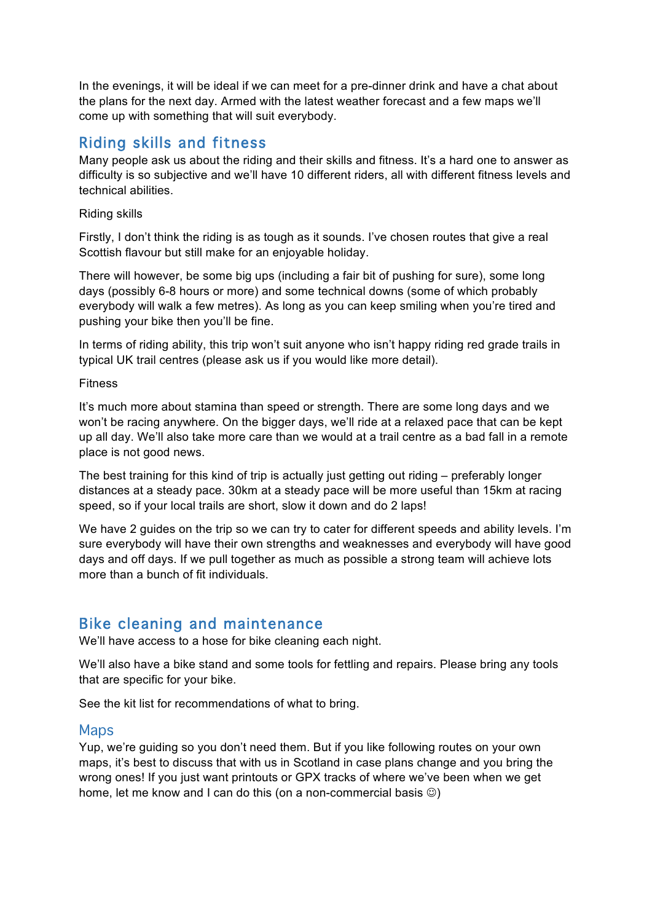In the evenings, it will be ideal if we can meet for a pre-dinner drink and have a chat about the plans for the next day. Armed with the latest weather forecast and a few maps we'll come up with something that will suit everybody.

## Riding skills and fitness

Many people ask us about the riding and their skills and fitness. It's a hard one to answer as difficulty is so subjective and we'll have 10 different riders, all with different fitness levels and technical abilities.

Riding skills

Firstly, I don't think the riding is as tough as it sounds. I've chosen routes that give a real Scottish flavour but still make for an enjoyable holiday.

There will however, be some big ups (including a fair bit of pushing for sure), some long days (possibly 6-8 hours or more) and some technical downs (some of which probably everybody will walk a few metres). As long as you can keep smiling when you're tired and pushing your bike then you'll be fine.

In terms of riding ability, this trip won't suit anyone who isn't happy riding red grade trails in typical UK trail centres (please ask us if you would like more detail).

Fitness

It's much more about stamina than speed or strength. There are some long days and we won't be racing anywhere. On the bigger days, we'll ride at a relaxed pace that can be kept up all day. We'll also take more care than we would at a trail centre as a bad fall in a remote place is not good news.

The best training for this kind of trip is actually just getting out riding – preferably longer distances at a steady pace. 30km at a steady pace will be more useful than 15km at racing speed, so if your local trails are short, slow it down and do 2 laps!

We have 2 guides on the trip so we can try to cater for different speeds and ability levels. I'm sure everybody will have their own strengths and weaknesses and everybody will have good days and off days. If we pull together as much as possible a strong team will achieve lots more than a bunch of fit individuals.

## Bike cleaning and maintenance

We'll have access to a hose for bike cleaning each night.

We'll also have a bike stand and some tools for fettling and repairs. Please bring any tools that are specific for your bike.

See the kit list for recommendations of what to bring.

## Maps

Yup, we're guiding so you don't need them. But if you like following routes on your own maps, it's best to discuss that with us in Scotland in case plans change and you bring the wrong ones! If you just want printouts or GPX tracks of where we've been when we get home, let me know and I can do this (on a non-commercial basis ☺)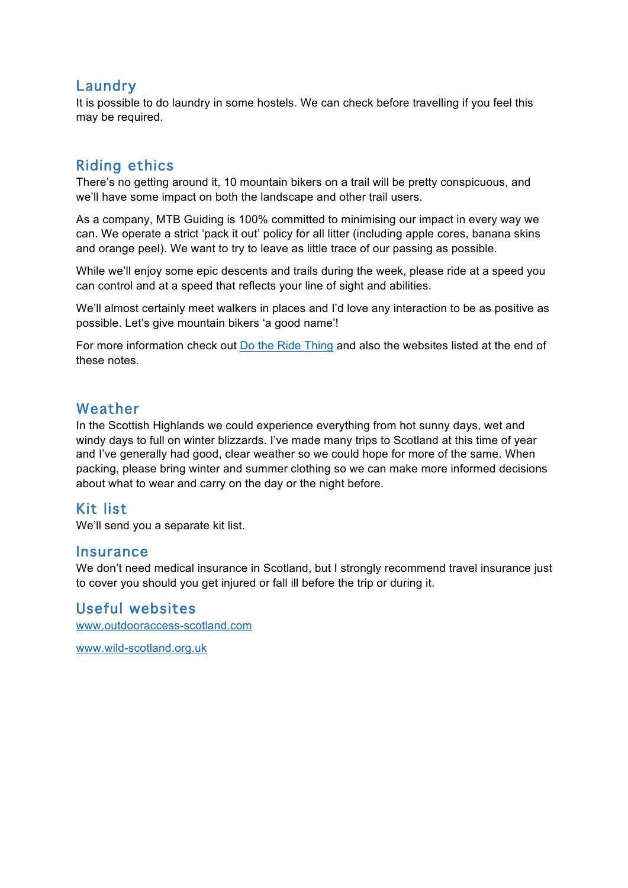## Laundry

It is possible to do laundry in some hostels. We can check before travelling if you feel this may be required.

## Riding ethics

There's no getting around it, 10 mountain bikers on a trail will be pretty conspicuous, and we'll have some impact on both the landscape and other trail users.

As a company, MTB Guiding is 100% committed to minimising our impact in every way we can. We operate a strict 'pack it out' policy for all litter (including apple cores, banana skins and orange peel). We want to try to leave as little trace of our passing as possible.

While we'll enjoy some epic descents and trails during the week, please ride at a speed you can control and at a speed that reflects your line of sight and abilities.

We'll almost certainly meet walkers in places and I'd love any interaction to be as positive as possible. Let's give mountain bikers 'a good name'!

For more information check out [Do the Ride Thing]() and also the websites listed at the end of these notes.

## Weather

In the Scottish Highlands we could experience everything from hot sunny days, wet and windy days to full on winter blizzards. I've made many trips to Scotland at this time of year and I've generally had good, clear weather so we could hope for more of the same. When packing, please bring winter and summer clothing so we can make more informed decisions about what to wear and carry on the day or the night before.

## Kit list

We'll send you a separate kit list.

## Insurance

We don't need medical insurance in Scotland, but I strongly recommend travel insurance just to cover you should you get injured or fall ill before the trip or during it.

## Useful websites

[www.outdooraccess-scotland.com](http://www.outdooraccess-scotland.com)

[www.wild-scotland.org.uk](http://www.wild-scotland.org.uk)